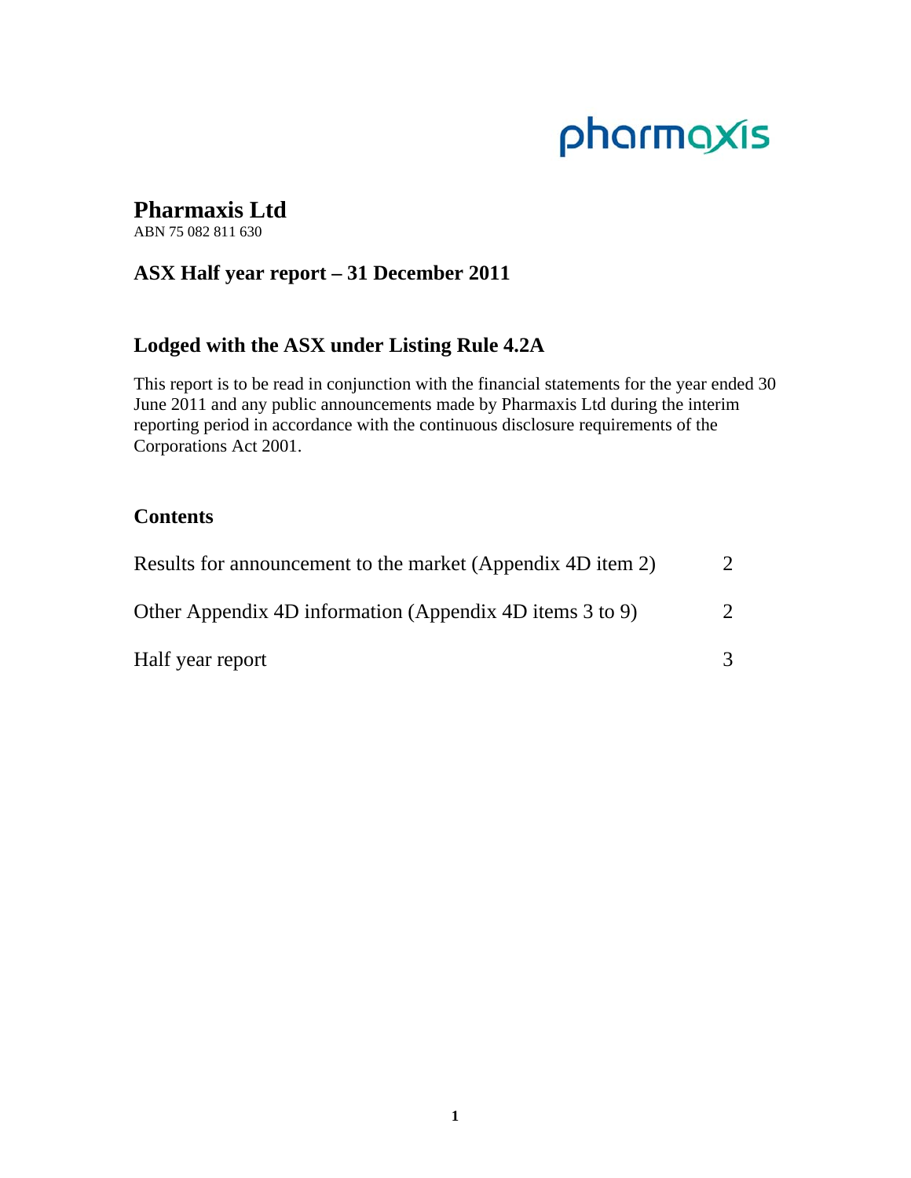pharmaxis

# Pharmaxis Ltd

ABN 75 082 811 630

## ASX Half year report – 31 December 2011

## Lodged with the ASX under Listing Rule 4.2A

This report is to be read in conjunction with the financial statements for the year ended 30 June 2011 and any public announcements made by Pharmaxis Ltd during the interim reporting period in accordance with the continuous disclosure requirements of the Corporations Act 2001.

## Contents

| | |
|---|---|
| Results for announcement to the market (Appendix 4D item 2) | 2 |
| Other Appendix 4D information (Appendix 4D items 3 to 9) | 2 |
| Half year report | 3 |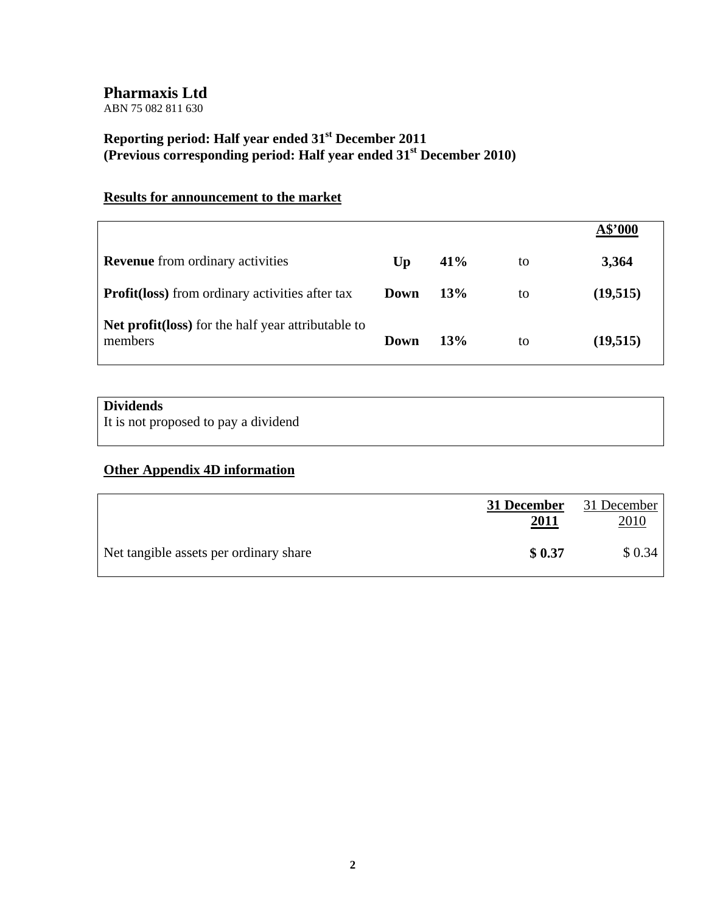# Pharmaxis Ltd

ABN 75 082 811 630

**Reporting period: Half year ended 31st December 2011**
**(Previous corresponding period: Half year ended 31st December 2010)**

**Results for announcement to the market**

| | | | | A$'000 |
|---|---|---|---|---|
| **Revenue** from ordinary activities | **Up** | **41%** | to | **3,364** |
| **Profit(loss)** from ordinary activities after tax | **Down** | **13%** | to | **(19,515)** |
| **Net profit(loss)** for the half year attributable to members | **Down** | **13%** | to | **(19,515)** |

**Dividends**

It is not proposed to pay a dividend

**Other Appendix 4D information**

| | **31 December 2011** | 31 December 2010 |
|---|---|---|
| Net tangible assets per ordinary share | **$ 0.37** | $ 0.34 |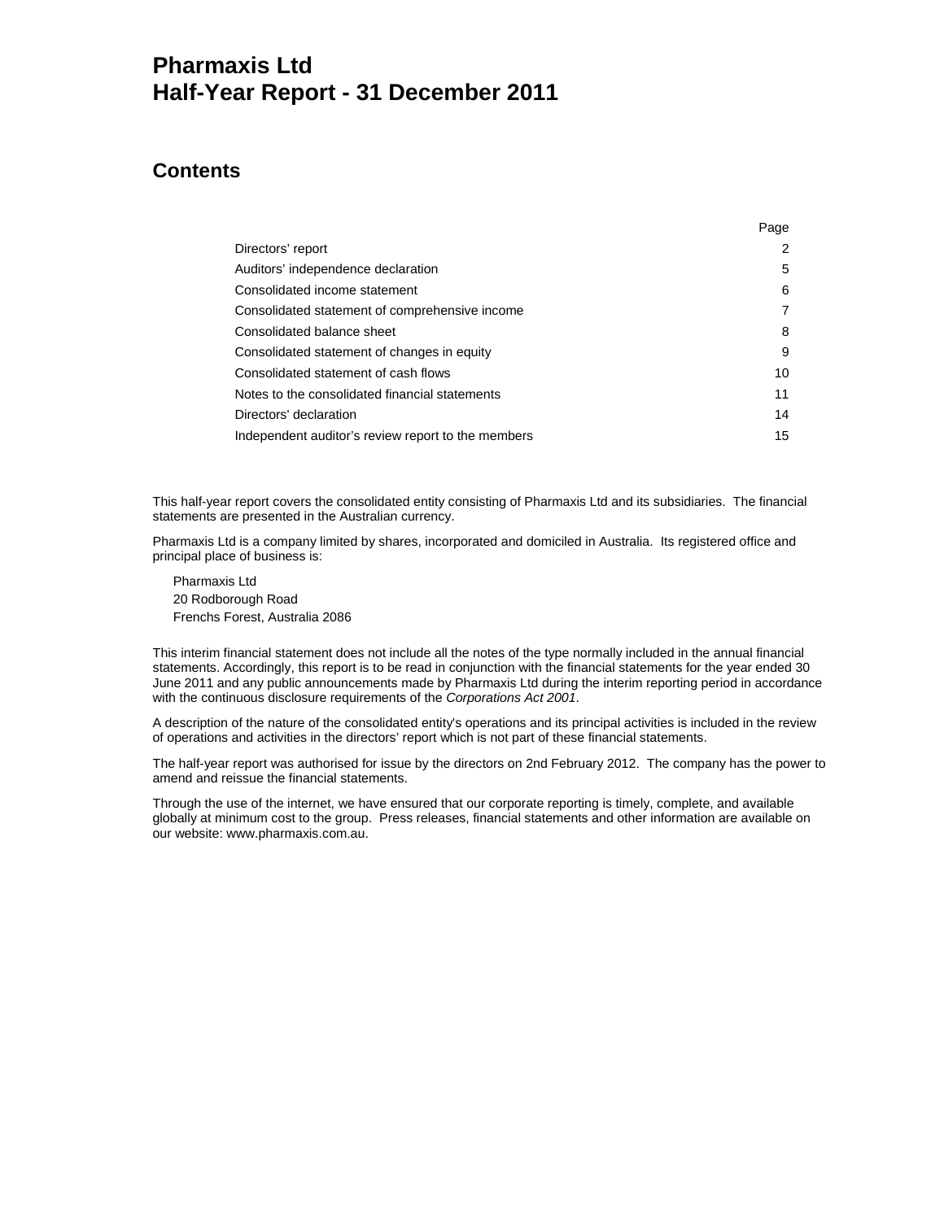# Pharmaxis Ltd
# Half-Year Report - 31 December 2011

## Contents

| | Page |
|---|---|
| Directors' report | 2 |
| Auditors' independence declaration | 5 |
| Consolidated income statement | 6 |
| Consolidated statement of comprehensive income | 7 |
| Consolidated balance sheet | 8 |
| Consolidated statement of changes in equity | 9 |
| Consolidated statement of cash flows | 10 |
| Notes to the consolidated financial statements | 11 |
| Directors' declaration | 14 |
| Independent auditor's review report to the members | 15 |

This half-year report covers the consolidated entity consisting of Pharmaxis Ltd and its subsidiaries. The financial statements are presented in the Australian currency.

Pharmaxis Ltd is a company limited by shares, incorporated and domiciled in Australia. Its registered office and principal place of business is:

Pharmaxis Ltd
20 Rodborough Road
Frenchs Forest, Australia 2086

This interim financial statement does not include all the notes of the type normally included in the annual financial statements. Accordingly, this report is to be read in conjunction with the financial statements for the year ended 30 June 2011 and any public announcements made by Pharmaxis Ltd during the interim reporting period in accordance with the continuous disclosure requirements of the *Corporations Act 2001*.

A description of the nature of the consolidated entity's operations and its principal activities is included in the review of operations and activities in the directors' report which is not part of these financial statements.

The half-year report was authorised for issue by the directors on 2nd February 2012. The company has the power to amend and reissue the financial statements.

Through the use of the internet, we have ensured that our corporate reporting is timely, complete, and available globally at minimum cost to the group. Press releases, financial statements and other information are available on our website: www.pharmaxis.com.au.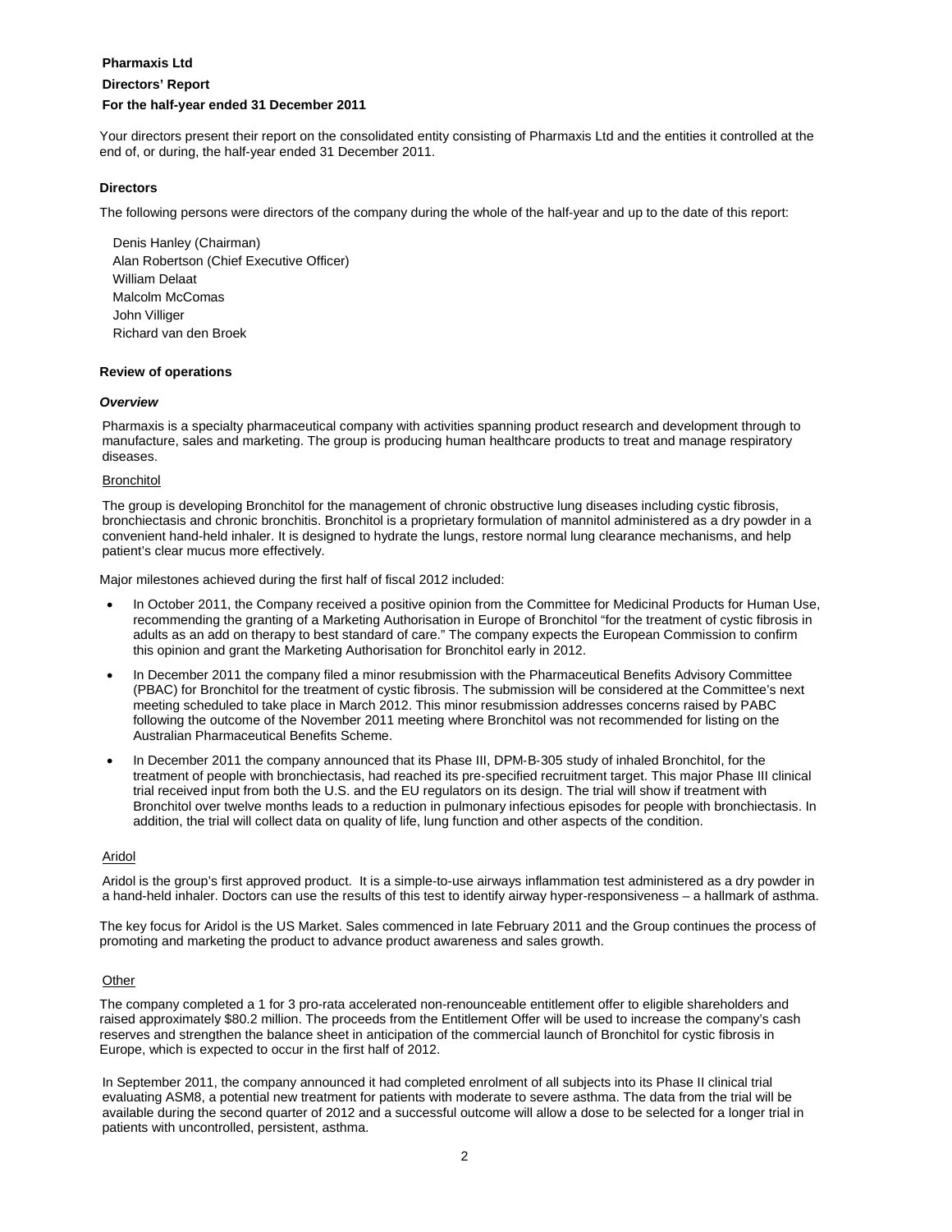**Pharmaxis Ltd**

**Directors' Report**

**For the half-year ended 31 December 2011**

Your directors present their report on the consolidated entity consisting of Pharmaxis Ltd and the entities it controlled at the end of, or during, the half-year ended 31 December 2011.

**Directors**

The following persons were directors of the company during the whole of the half-year and up to the date of this report:

Denis Hanley (Chairman)
Alan Robertson (Chief Executive Officer)
William Delaat
Malcolm McComas
John Villiger
Richard van den Broek

**Review of operations**

***Overview***

Pharmaxis is a specialty pharmaceutical company with activities spanning product research and development through to manufacture, sales and marketing. The group is producing human healthcare products to treat and manage respiratory diseases.

Bronchitol

The group is developing Bronchitol for the management of chronic obstructive lung diseases including cystic fibrosis, bronchiectasis and chronic bronchitis. Bronchitol is a proprietary formulation of mannitol administered as a dry powder in a convenient hand-held inhaler. It is designed to hydrate the lungs, restore normal lung clearance mechanisms, and help patient's clear mucus more effectively.

Major milestones achieved during the first half of fiscal 2012 included:

- In October 2011, the Company received a positive opinion from the Committee for Medicinal Products for Human Use, recommending the granting of a Marketing Authorisation in Europe of Bronchitol "for the treatment of cystic fibrosis in adults as an add on therapy to best standard of care." The company expects the European Commission to confirm this opinion and grant the Marketing Authorisation for Bronchitol early in 2012.
- In December 2011 the company filed a minor resubmission with the Pharmaceutical Benefits Advisory Committee (PBAC) for Bronchitol for the treatment of cystic fibrosis. The submission will be considered at the Committee's next meeting scheduled to take place in March 2012. This minor resubmission addresses concerns raised by PABC following the outcome of the November 2011 meeting where Bronchitol was not recommended for listing on the Australian Pharmaceutical Benefits Scheme.
- In December 2011 the company announced that its Phase III, DPM-B-305 study of inhaled Bronchitol, for the treatment of people with bronchiectasis, had reached its pre-specified recruitment target. This major Phase III clinical trial received input from both the U.S. and the EU regulators on its design. The trial will show if treatment with Bronchitol over twelve months leads to a reduction in pulmonary infectious episodes for people with bronchiectasis. In addition, the trial will collect data on quality of life, lung function and other aspects of the condition.

Aridol

Aridol is the group's first approved product. It is a simple-to-use airways inflammation test administered as a dry powder in a hand-held inhaler. Doctors can use the results of this test to identify airway hyper-responsiveness – a hallmark of asthma.

The key focus for Aridol is the US Market. Sales commenced in late February 2011 and the Group continues the process of promoting and marketing the product to advance product awareness and sales growth.

Other

The company completed a 1 for 3 pro-rata accelerated non-renounceable entitlement offer to eligible shareholders and raised approximately $80.2 million. The proceeds from the Entitlement Offer will be used to increase the company's cash reserves and strengthen the balance sheet in anticipation of the commercial launch of Bronchitol for cystic fibrosis in Europe, which is expected to occur in the first half of 2012.

In September 2011, the company announced it had completed enrolment of all subjects into its Phase II clinical trial evaluating ASM8, a potential new treatment for patients with moderate to severe asthma. The data from the trial will be available during the second quarter of 2012 and a successful outcome will allow a dose to be selected for a longer trial in patients with uncontrolled, persistent, asthma.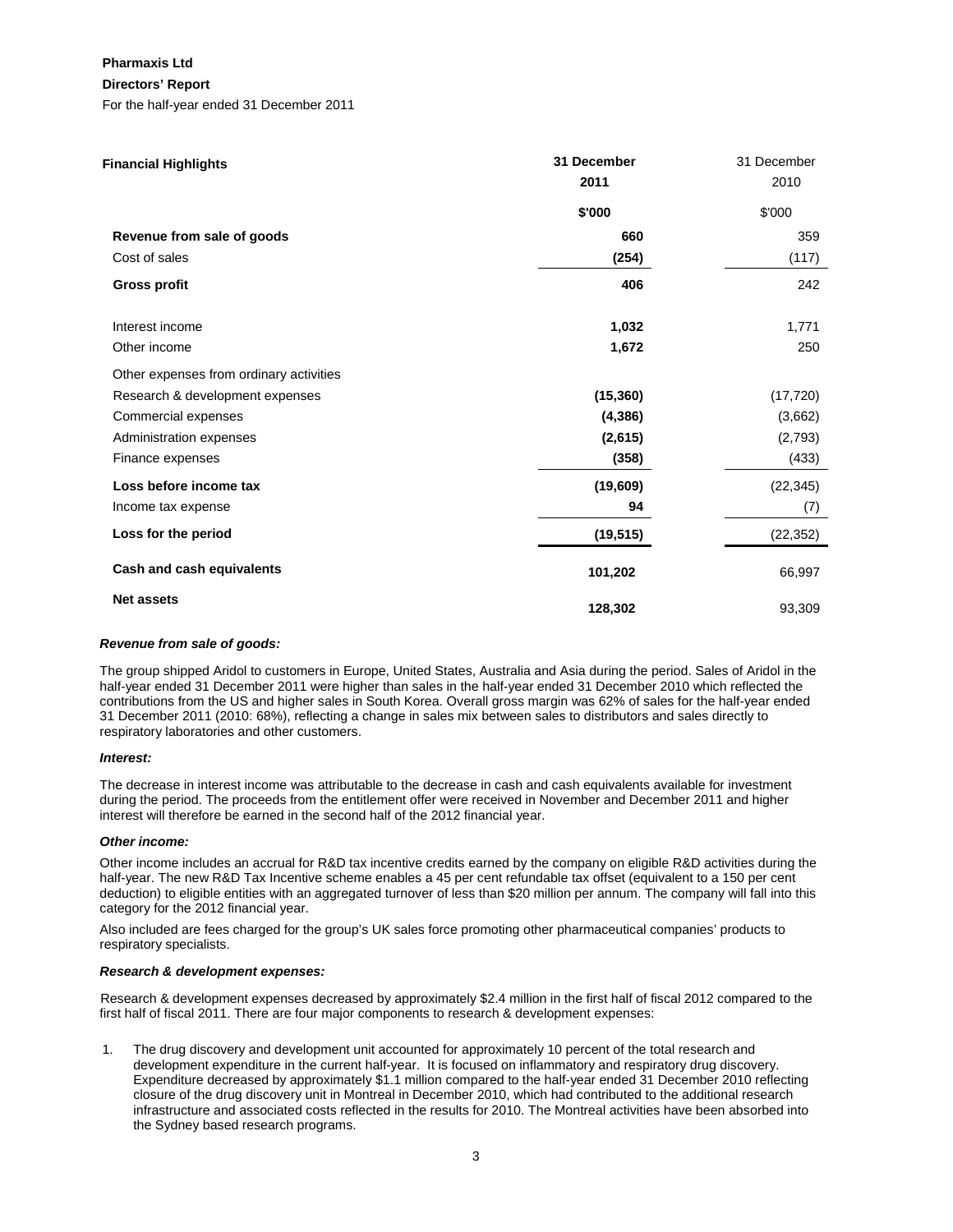**Pharmaxis Ltd**

**Directors' Report**

For the half-year ended 31 December 2011

| Financial Highlights | 31 December 2011 | 31 December 2010 |
|---|---|---|
| | $'000 | $'000 |
| **Revenue from sale of goods** | **660** | 359 |
| Cost of sales | **(254)** | (117) |
| **Gross profit** | **406** | 242 |
| Interest income | **1,032** | 1,771 |
| Other income | **1,672** | 250 |
| Other expenses from ordinary activities | | |
| Research & development expenses | **(15,360)** | (17,720) |
| Commercial expenses | **(4,386)** | (3,662) |
| Administration expenses | **(2,615)** | (2,793) |
| Finance expenses | **(358)** | (433) |
| **Loss before income tax** | **(19,609)** | (22,345) |
| Income tax expense | **94** | (7) |
| **Loss for the period** | **(19,515)** | (22,352) |
| **Cash and cash equivalents** | **101,202** | 66,997 |
| **Net assets** | **128,302** | 93,309 |

***Revenue from sale of goods:***

The group shipped Aridol to customers in Europe, United States, Australia and Asia during the period. Sales of Aridol in the half-year ended 31 December 2011 were higher than sales in the half-year ended 31 December 2010 which reflected the contributions from the US and higher sales in South Korea. Overall gross margin was 62% of sales for the half-year ended 31 December 2011 (2010: 68%), reflecting a change in sales mix between sales to distributors and sales directly to respiratory laboratories and other customers.

***Interest:***

The decrease in interest income was attributable to the decrease in cash and cash equivalents available for investment during the period. The proceeds from the entitlement offer were received in November and December 2011 and higher interest will therefore be earned in the second half of the 2012 financial year.

***Other income:***

Other income includes an accrual for R&D tax incentive credits earned by the company on eligible R&D activities during the half-year. The new R&D Tax Incentive scheme enables a 45 per cent refundable tax offset (equivalent to a 150 per cent deduction) to eligible entities with an aggregated turnover of less than $20 million per annum. The company will fall into this category for the 2012 financial year.

Also included are fees charged for the group's UK sales force promoting other pharmaceutical companies' products to respiratory specialists.

***Research & development expenses:***

Research & development expenses decreased by approximately $2.4 million in the first half of fiscal 2012 compared to the first half of fiscal 2011. There are four major components to research & development expenses:

1. The drug discovery and development unit accounted for approximately 10 percent of the total research and development expenditure in the current half-year. It is focused on inflammatory and respiratory drug discovery. Expenditure decreased by approximately $1.1 million compared to the half-year ended 31 December 2010 reflecting closure of the drug discovery unit in Montreal in December 2010, which had contributed to the additional research infrastructure and associated costs reflected in the results for 2010. The Montreal activities have been absorbed into the Sydney based research programs.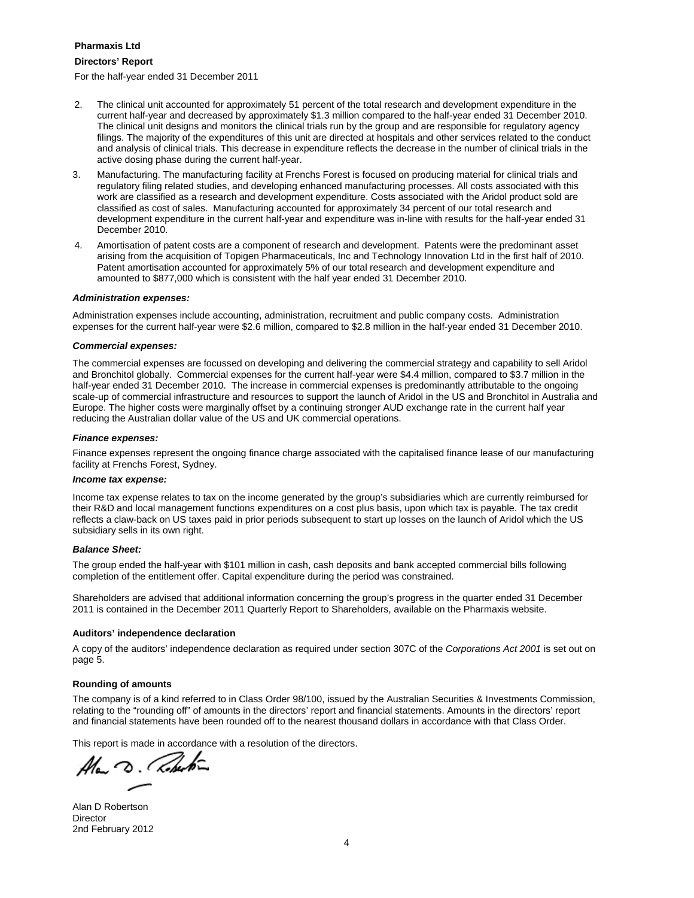**Pharmaxis Ltd**

**Directors' Report**

For the half-year ended 31 December 2011

2. The clinical unit accounted for approximately 51 percent of the total research and development expenditure in the current half-year and decreased by approximately $1.3 million compared to the half-year ended 31 December 2010. The clinical unit designs and monitors the clinical trials run by the group and are responsible for regulatory agency filings. The majority of the expenditures of this unit are directed at hospitals and other services related to the conduct and analysis of clinical trials. This decrease in expenditure reflects the decrease in the number of clinical trials in the active dosing phase during the current half-year.
3. Manufacturing. The manufacturing facility at Frenchs Forest is focused on producing material for clinical trials and regulatory filing related studies, and developing enhanced manufacturing processes. All costs associated with this work are classified as a research and development expenditure. Costs associated with the Aridol product sold are classified as cost of sales. Manufacturing accounted for approximately 34 percent of our total research and development expenditure in the current half-year and expenditure was in-line with results for the half-year ended 31 December 2010.
4. Amortisation of patent costs are a component of research and development. Patents were the predominant asset arising from the acquisition of Topigen Pharmaceuticals, Inc and Technology Innovation Ltd in the first half of 2010. Patent amortisation accounted for approximately 5% of our total research and development expenditure and amounted to $877,000 which is consistent with the half year ended 31 December 2010.

***Administration expenses:***

Administration expenses include accounting, administration, recruitment and public company costs. Administration expenses for the current half-year were $2.6 million, compared to $2.8 million in the half-year ended 31 December 2010.

***Commercial expenses:***

The commercial expenses are focussed on developing and delivering the commercial strategy and capability to sell Aridol and Bronchitol globally. Commercial expenses for the current half-year were $4.4 million, compared to $3.7 million in the half-year ended 31 December 2010. The increase in commercial expenses is predominantly attributable to the ongoing scale-up of commercial infrastructure and resources to support the launch of Aridol in the US and Bronchitol in Australia and Europe. The higher costs were marginally offset by a continuing stronger AUD exchange rate in the current half year reducing the Australian dollar value of the US and UK commercial operations.

***Finance expenses:***

Finance expenses represent the ongoing finance charge associated with the capitalised finance lease of our manufacturing facility at Frenchs Forest, Sydney.

***Income tax expense:***

Income tax expense relates to tax on the income generated by the group's subsidiaries which are currently reimbursed for their R&D and local management functions expenditures on a cost plus basis, upon which tax is payable. The tax credit reflects a claw-back on US taxes paid in prior periods subsequent to start up losses on the launch of Aridol which the US subsidiary sells in its own right.

***Balance Sheet:***

The group ended the half-year with $101 million in cash, cash deposits and bank accepted commercial bills following completion of the entitlement offer. Capital expenditure during the period was constrained.

Shareholders are advised that additional information concerning the group's progress in the quarter ended 31 December 2011 is contained in the December 2011 Quarterly Report to Shareholders, available on the Pharmaxis website.

**Auditors' independence declaration**

A copy of the auditors' independence declaration as required under section 307C of the *Corporations Act 2001* is set out on page 5.

**Rounding of amounts**

The company is of a kind referred to in Class Order 98/100, issued by the Australian Securities & Investments Commission, relating to the "rounding off" of amounts in the directors' report and financial statements. Amounts in the directors' report and financial statements have been rounded off to the nearest thousand dollars in accordance with that Class Order.

This report is made in accordance with a resolution of the directors.

Alan D Robertson
Director
2nd February 2012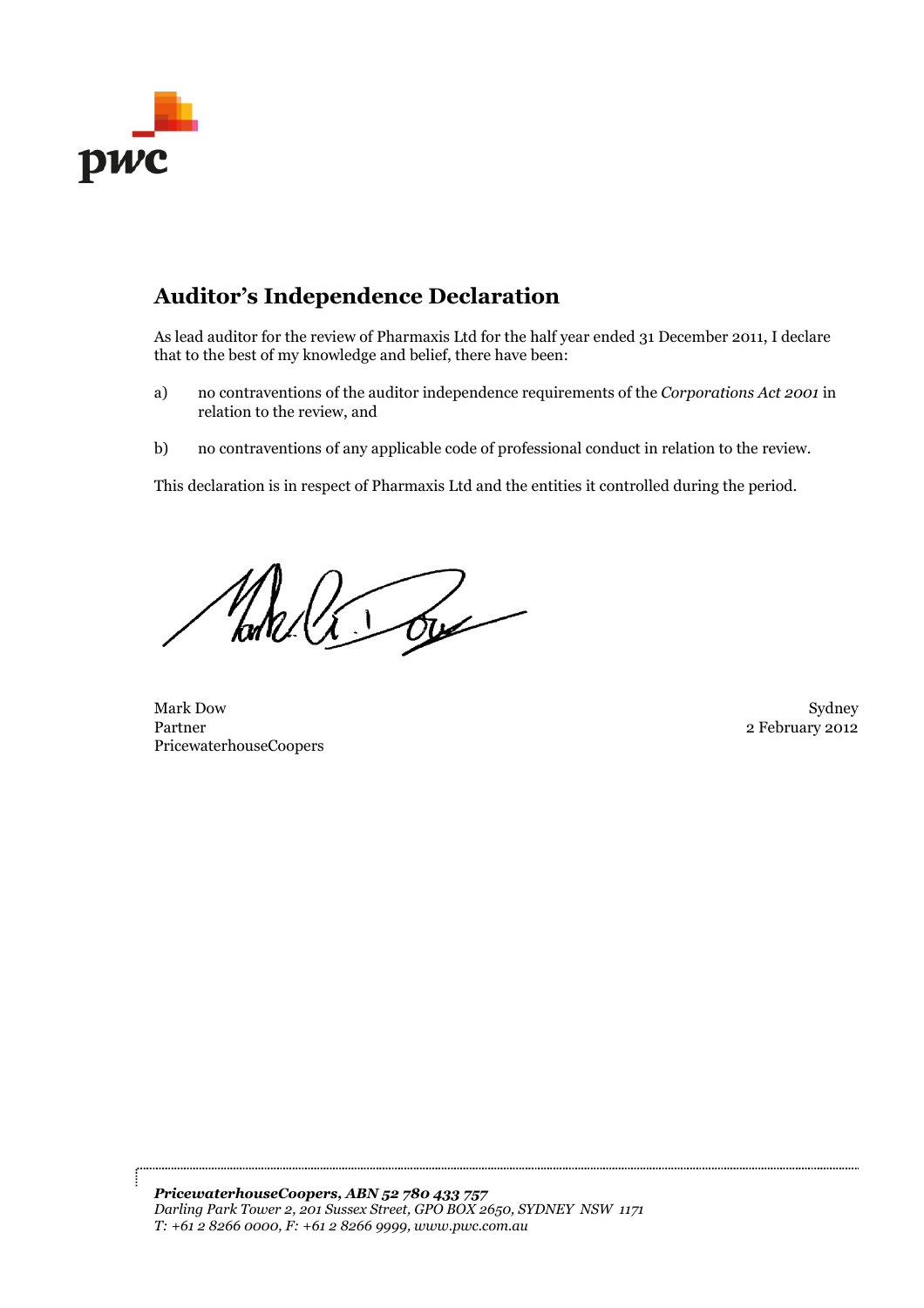## Auditor's Independence Declaration

As lead auditor for the review of Pharmaxis Ltd for the half year ended 31 December 2011, I declare that to the best of my knowledge and belief, there have been:

a) no contraventions of the auditor independence requirements of the *Corporations Act 2001* in relation to the review, and

b) no contraventions of any applicable code of professional conduct in relation to the review.

This declaration is in respect of Pharmaxis Ltd and the entities it controlled during the period.

Mark Dow
Partner
PricewaterhouseCoopers

Sydney
2 February 2012

***PricewaterhouseCoopers, ABN 52 780 433 757***
*Darling Park Tower 2, 201 Sussex Street, GPO BOX 2650, SYDNEY NSW 1171*
*T: +61 2 8266 0000, F: +61 2 8266 9999, www.pwc.com.au*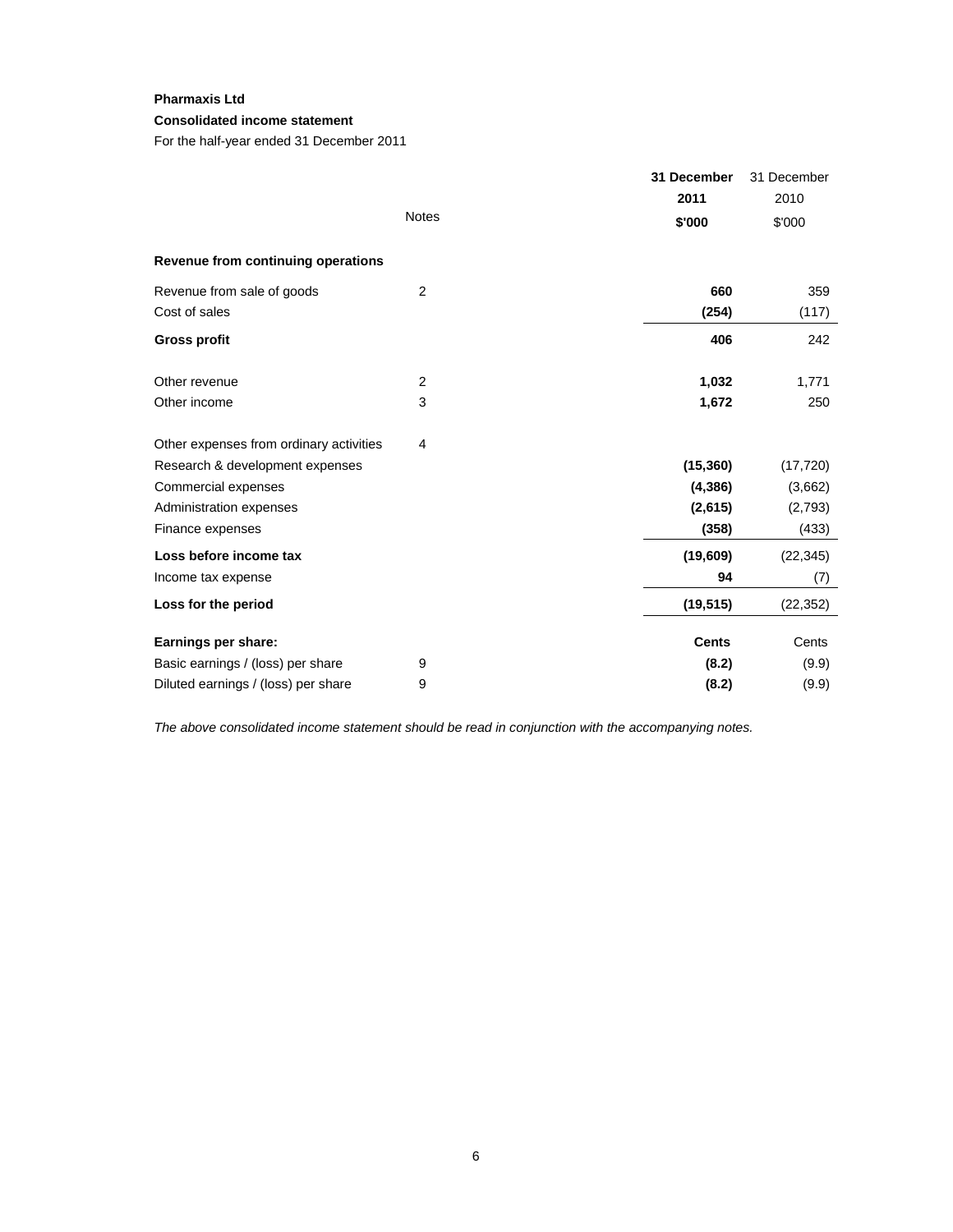**Pharmaxis Ltd**

**Consolidated income statement**

For the half-year ended 31 December 2011

| | Notes | **31 December 2011 $'000** | 31 December 2010 $'000 |
|---|---|---|---|
| **Revenue from continuing operations** | | | |
| Revenue from sale of goods | 2 | **660** | 359 |
| Cost of sales | | **(254)** | (117) |
| **Gross profit** | | **406** | 242 |
| Other revenue | 2 | **1,032** | 1,771 |
| Other income | 3 | **1,672** | 250 |
| Other expenses from ordinary activities | 4 | | |
| Research & development expenses | | **(15,360)** | (17,720) |
| Commercial expenses | | **(4,386)** | (3,662) |
| Administration expenses | | **(2,615)** | (2,793) |
| Finance expenses | | **(358)** | (433) |
| **Loss before income tax** | | **(19,609)** | (22,345) |
| Income tax expense | | **94** | (7) |
| **Loss for the period** | | **(19,515)** | (22,352) |
| **Earnings per share:** | | **Cents** | Cents |
| Basic earnings / (loss) per share | 9 | **(8.2)** | (9.9) |
| Diluted earnings / (loss) per share | 9 | **(8.2)** | (9.9) |

*The above consolidated income statement should be read in conjunction with the accompanying notes.*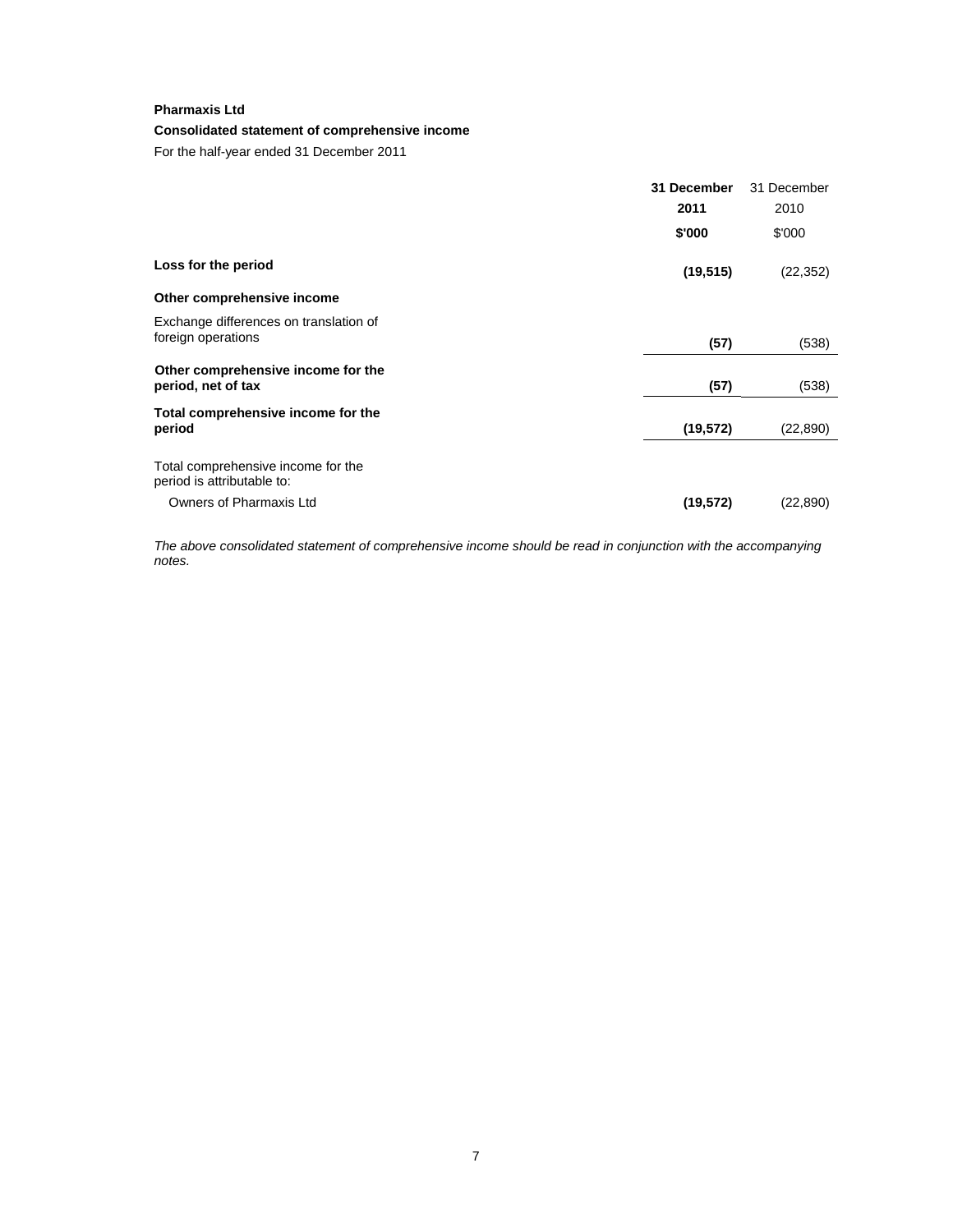**Pharmaxis Ltd**

**Consolidated statement of comprehensive income**

For the half-year ended 31 December 2011

| | **31 December 2011** | 31 December 2010 |
|---|---|---|
| | **\$'000** | \$'000 |
| **Loss for the period** | **(19,515)** | (22,352) |
| **Other comprehensive income** | | |
| Exchange differences on translation of foreign operations | **(57)** | (538) |
| **Other comprehensive income for the period, net of tax** | **(57)** | (538) |
| **Total comprehensive income for the period** | **(19,572)** | (22,890) |
| Total comprehensive income for the period is attributable to: | | |
| Owners of Pharmaxis Ltd | **(19,572)** | (22,890) |

*The above consolidated statement of comprehensive income should be read in conjunction with the accompanying notes.*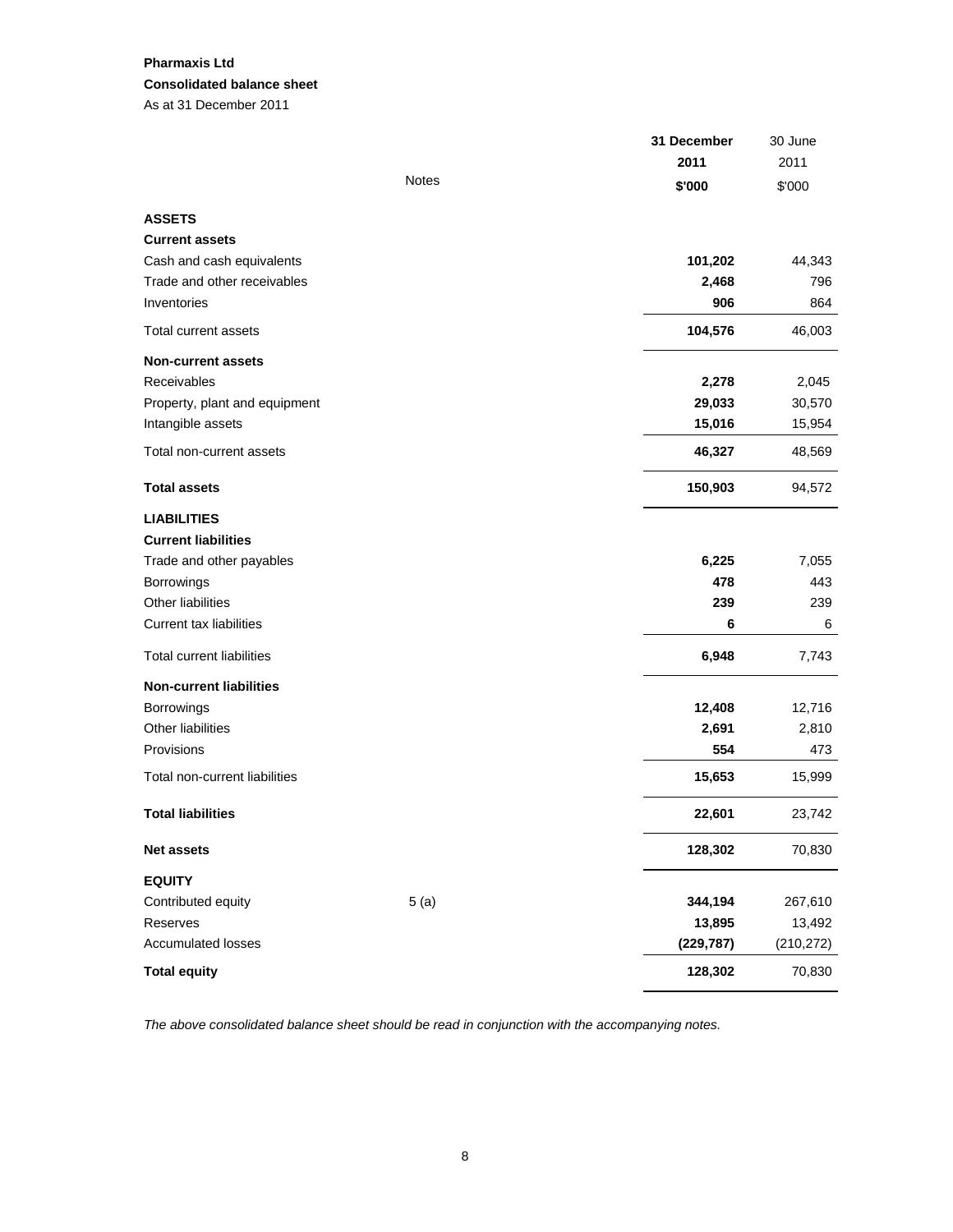**Pharmaxis Ltd**

**Consolidated balance sheet**

As at 31 December 2011

| | Notes | 31 December 2011 $'000 | 30 June 2011 $'000 |
|---|---|---|---|
| **ASSETS** | | | |
| **Current assets** | | | |
| Cash and cash equivalents | | **101,202** | 44,343 |
| Trade and other receivables | | **2,468** | 796 |
| Inventories | | **906** | 864 |
| Total current assets | | **104,576** | 46,003 |
| **Non-current assets** | | | |
| Receivables | | **2,278** | 2,045 |
| Property, plant and equipment | | **29,033** | 30,570 |
| Intangible assets | | **15,016** | 15,954 |
| Total non-current assets | | **46,327** | 48,569 |
| **Total assets** | | **150,903** | 94,572 |
| **LIABILITIES** | | | |
| **Current liabilities** | | | |
| Trade and other payables | | **6,225** | 7,055 |
| Borrowings | | **478** | 443 |
| Other liabilities | | **239** | 239 |
| Current tax liabilities | | **6** | 6 |
| Total current liabilities | | **6,948** | 7,743 |
| **Non-current liabilities** | | | |
| Borrowings | | **12,408** | 12,716 |
| Other liabilities | | **2,691** | 2,810 |
| Provisions | | **554** | 473 |
| Total non-current liabilities | | **15,653** | 15,999 |
| **Total liabilities** | | **22,601** | 23,742 |
| **Net assets** | | **128,302** | 70,830 |
| **EQUITY** | | | |
| Contributed equity | 5 (a) | **344,194** | 267,610 |
| Reserves | | **13,895** | 13,492 |
| Accumulated losses | | **(229,787)** | (210,272) |
| **Total equity** | | **128,302** | 70,830 |

*The above consolidated balance sheet should be read in conjunction with the accompanying notes.*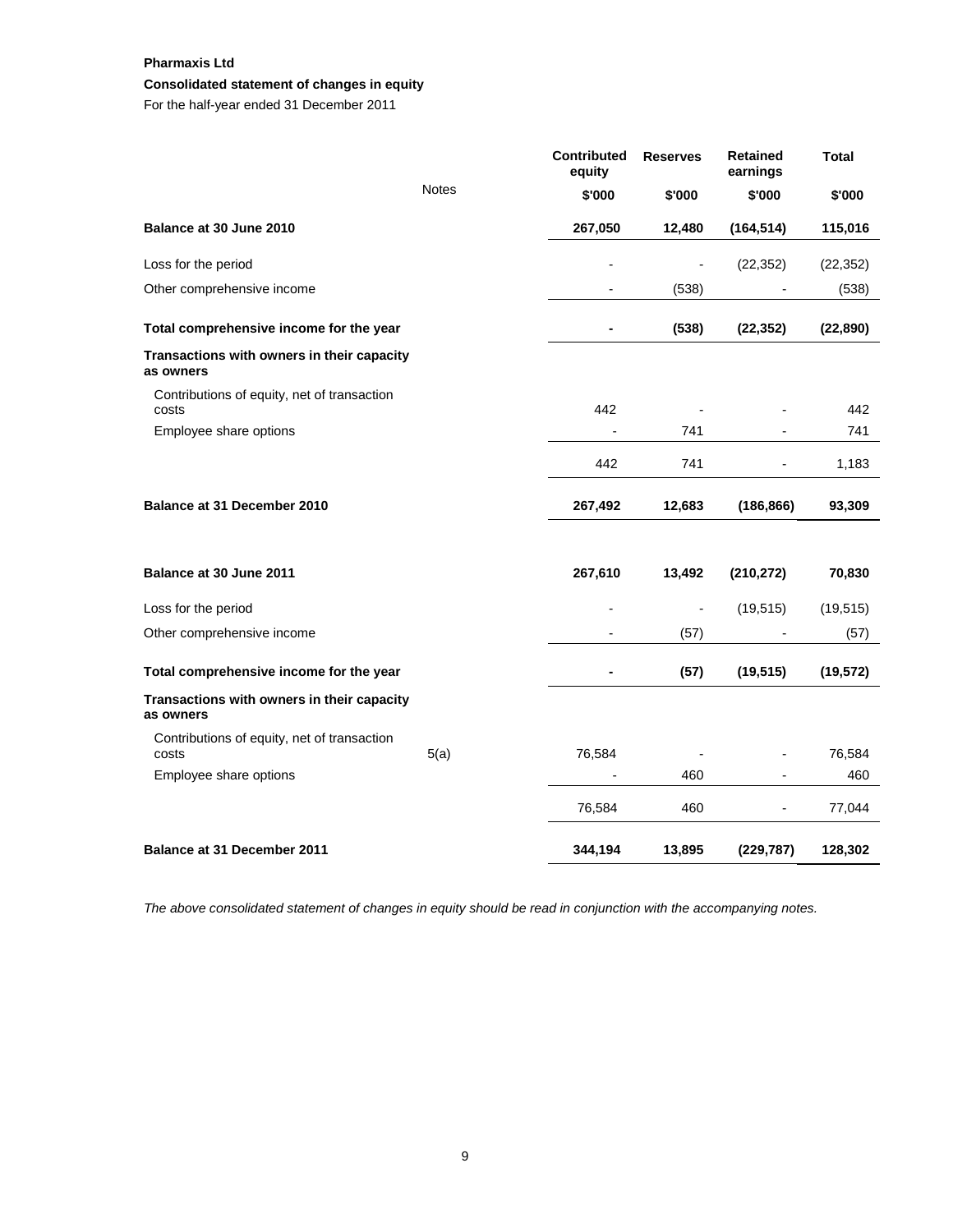**Pharmaxis Ltd**

**Consolidated statement of changes in equity**

For the half-year ended 31 December 2011

| | Notes | Contributed equity | Reserves | Retained earnings | Total |
|---|---|---|---|---|---|
| | | $'000 | $'000 | $'000 | $'000 |
| **Balance at 30 June 2010** | | **267,050** | **12,480** | **(164,514)** | **115,016** |
| Loss for the period | | - | - | (22,352) | (22,352) |
| Other comprehensive income | | - | (538) | - | (538) |
| **Total comprehensive income for the year** | | **-** | **(538)** | **(22,352)** | **(22,890)** |
| **Transactions with owners in their capacity as owners** | | | | | |
| Contributions of equity, net of transaction costs | | 442 | - | - | 442 |
| Employee share options | | - | 741 | - | 741 |
| | | 442 | 741 | - | 1,183 |
| **Balance at 31 December 2010** | | **267,492** | **12,683** | **(186,866)** | **93,309** |
| | | | | | |
| **Balance at 30 June 2011** | | **267,610** | **13,492** | **(210,272)** | **70,830** |
| Loss for the period | | - | - | (19,515) | (19,515) |
| Other comprehensive income | | - | (57) | - | (57) |
| **Total comprehensive income for the year** | | **-** | **(57)** | **(19,515)** | **(19,572)** |
| **Transactions with owners in their capacity as owners** | | | | | |
| Contributions of equity, net of transaction costs | 5(a) | 76,584 | - | - | 76,584 |
| Employee share options | | - | 460 | - | 460 |
| | | 76,584 | 460 | - | 77,044 |
| **Balance at 31 December 2011** | | **344,194** | **13,895** | **(229,787)** | **128,302** |

*The above consolidated statement of changes in equity should be read in conjunction with the accompanying notes.*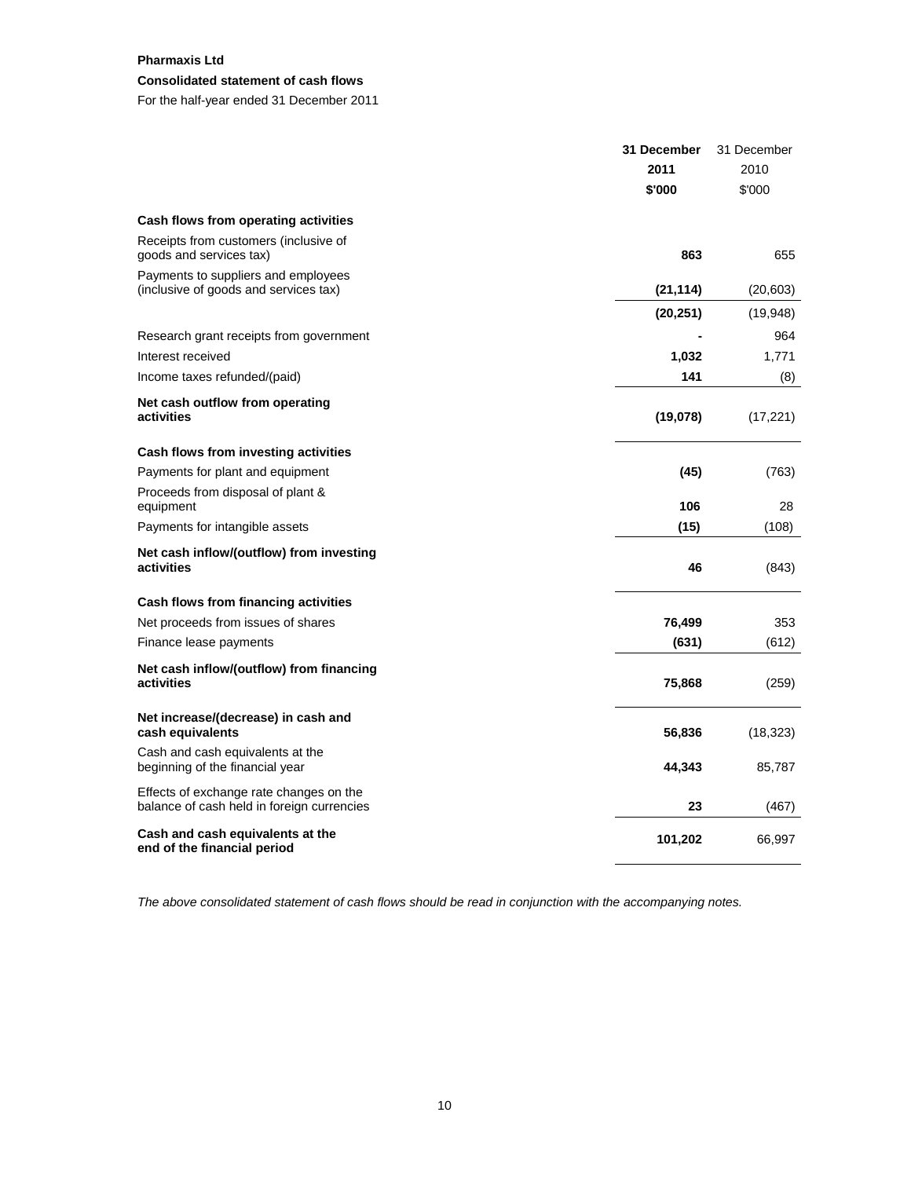**Pharmaxis Ltd**

**Consolidated statement of cash flows**

For the half-year ended 31 December 2011

| | 31 December 2011 $'000 | 31 December 2010 $'000 |
|---|---|---|
| **Cash flows from operating activities** | | |
| Receipts from customers (inclusive of goods and services tax) | **863** | 655 |
| Payments to suppliers and employees (inclusive of goods and services tax) | **(21,114)** | (20,603) |
| | **(20,251)** | (19,948) |
| Research grant receipts from government | **-** | 964 |
| Interest received | **1,032** | 1,771 |
| Income taxes refunded/(paid) | **141** | (8) |
| **Net cash outflow from operating activities** | **(19,078)** | (17,221) |
| **Cash flows from investing activities** | | |
| Payments for plant and equipment | **(45)** | (763) |
| Proceeds from disposal of plant & equipment | **106** | 28 |
| Payments for intangible assets | **(15)** | (108) |
| **Net cash inflow/(outflow) from investing activities** | **46** | (843) |
| **Cash flows from financing activities** | | |
| Net proceeds from issues of shares | **76,499** | 353 |
| Finance lease payments | **(631)** | (612) |
| **Net cash inflow/(outflow) from financing activities** | **75,868** | (259) |
| **Net increase/(decrease) in cash and cash equivalents** | **56,836** | (18,323) |
| Cash and cash equivalents at the beginning of the financial year | **44,343** | 85,787 |
| Effects of exchange rate changes on the balance of cash held in foreign currencies | **23** | (467) |
| **Cash and cash equivalents at the end of the financial period** | **101,202** | 66,997 |

*The above consolidated statement of cash flows should be read in conjunction with the accompanying notes.*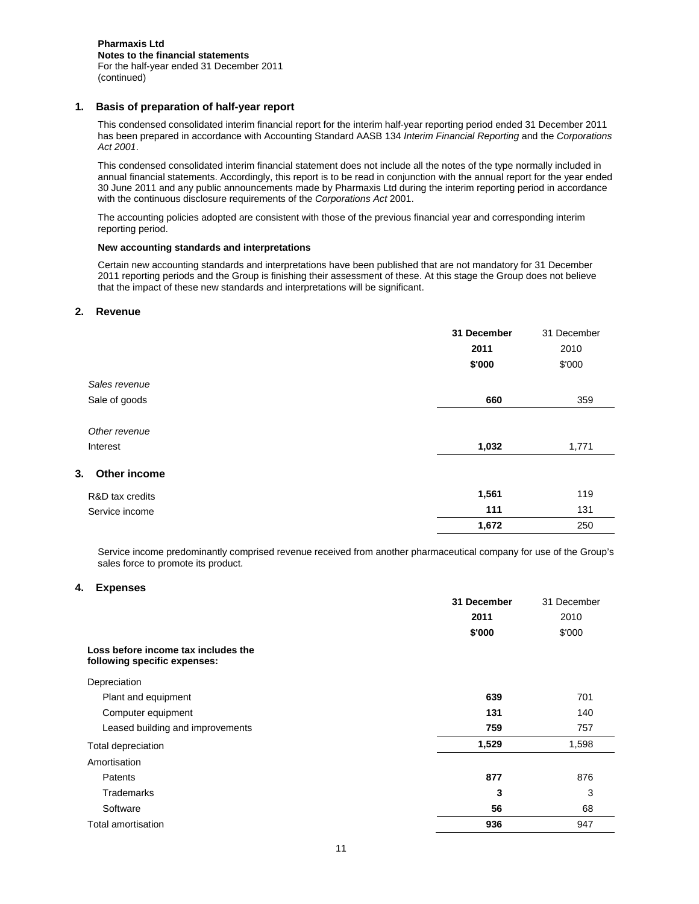**Pharmaxis Ltd**
**Notes to the financial statements**
For the half-year ended 31 December 2011
(continued)

## 1. Basis of preparation of half-year report

This condensed consolidated interim financial report for the interim half-year reporting period ended 31 December 2011 has been prepared in accordance with Accounting Standard AASB 134 *Interim Financial Reporting* and the *Corporations Act 2001*.

This condensed consolidated interim financial statement does not include all the notes of the type normally included in annual financial statements. Accordingly, this report is to be read in conjunction with the annual report for the year ended 30 June 2011 and any public announcements made by Pharmaxis Ltd during the interim reporting period in accordance with the continuous disclosure requirements of the *Corporations Act* 2001.

The accounting policies adopted are consistent with those of the previous financial year and corresponding interim reporting period.

**New accounting standards and interpretations**

Certain new accounting standards and interpretations have been published that are not mandatory for 31 December 2011 reporting periods and the Group is finishing their assessment of these. At this stage the Group does not believe that the impact of these new standards and interpretations will be significant.

## 2. Revenue

| | 31 December 2011 $'000 | 31 December 2010 $'000 |
|---|---|---|
| *Sales revenue* | | |
| Sale of goods | **660** | 359 |
| *Other revenue* | | |
| Interest | **1,032** | 1,771 |

## 3. Other income

| | 31 December 2011 $'000 | 31 December 2010 $'000 |
|---|---|---|
| R&D tax credits | **1,561** | 119 |
| Service income | **111** | 131 |
| | **1,672** | 250 |

Service income predominantly comprised revenue received from another pharmaceutical company for use of the Group's sales force to promote its product.

## 4. Expenses

| | 31 December 2011 $'000 | 31 December 2010 $'000 |
|---|---|---|
| **Loss before income tax includes the following specific expenses:** | | |
| Depreciation | | |
| Plant and equipment | **639** | 701 |
| Computer equipment | **131** | 140 |
| Leased building and improvements | **759** | 757 |
| Total depreciation | **1,529** | 1,598 |
| Amortisation | | |
| Patents | **877** | 876 |
| Trademarks | **3** | 3 |
| Software | **56** | 68 |
| Total amortisation | **936** | 947 |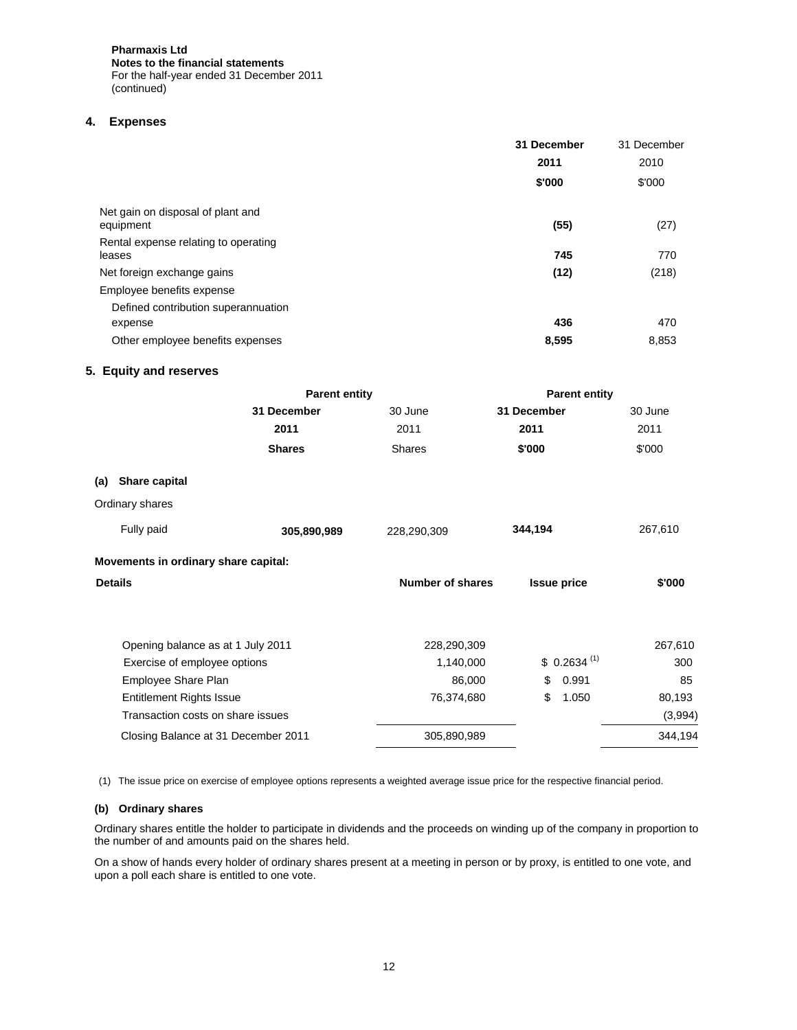**Pharmaxis Ltd**
**Notes to the financial statements**
For the half-year ended 31 December 2011
(continued)

## 4. Expenses

| | 31 December 2011 $'000 | 31 December 2010 $'000 |
|---|---|---|
| Net gain on disposal of plant and equipment | **(55)** | (27) |
| Rental expense relating to operating leases | **745** | 770 |
| Net foreign exchange gains | **(12)** | (218) |
| Employee benefits expense | | |
| Defined contribution superannuation expense | **436** | 470 |
| Other employee benefits expenses | **8,595** | 8,853 |

## 5. Equity and reserves

| | Parent entity | | Parent entity | |
|---|---|---|---|---|
| | **31 December 2011 Shares** | 30 June 2011 Shares | **31 December 2011 $'000** | 30 June 2011 $'000 |
| **(a) Share capital** | | | | |
| Ordinary shares | | | | |
| Fully paid | **305,890,989** | 228,290,309 | **344,194** | 267,610 |

**Movements in ordinary share capital:**

| Details | Number of shares | Issue price | $'000 |
|---|---|---|---|
| Opening balance as at 1 July 2011 | 228,290,309 | | 267,610 |
| Exercise of employee options | 1,140,000 | $ 0.2634 (1) | 300 |
| Employee Share Plan | 86,000 | $ 0.991 | 85 |
| Entitlement Rights Issue | 76,374,680 | $ 1.050 | 80,193 |
| Transaction costs on share issues | | | (3,994) |
| Closing Balance at 31 December 2011 | 305,890,989 | | 344,194 |

(1) The issue price on exercise of employee options represents a weighted average issue price for the respective financial period.

### (b) Ordinary shares

Ordinary shares entitle the holder to participate in dividends and the proceeds on winding up of the company in proportion to the number of and amounts paid on the shares held.

On a show of hands every holder of ordinary shares present at a meeting in person or by proxy, is entitled to one vote, and upon a poll each share is entitled to one vote.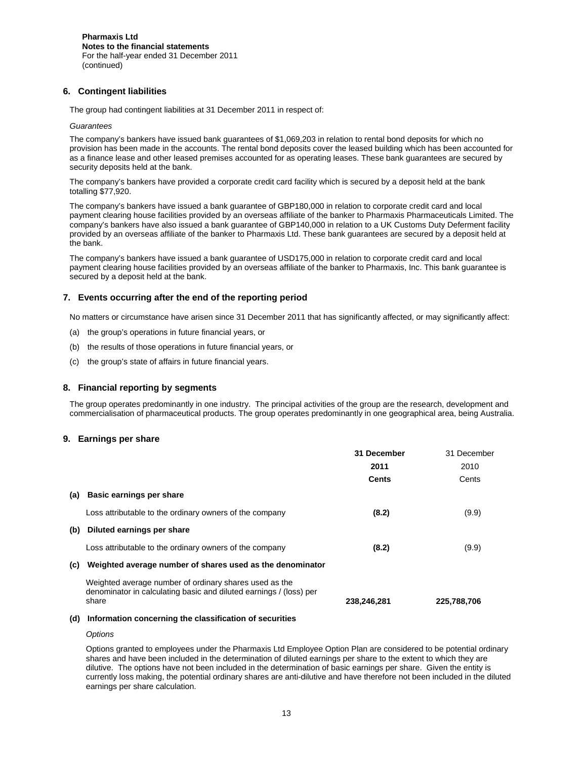**Pharmaxis Ltd**
**Notes to the financial statements**
For the half-year ended 31 December 2011
(continued)

## 6. Contingent liabilities

The group had contingent liabilities at 31 December 2011 in respect of:

*Guarantees*

The company's bankers have issued bank guarantees of $1,069,203 in relation to rental bond deposits for which no provision has been made in the accounts. The rental bond deposits cover the leased building which has been accounted for as a finance lease and other leased premises accounted for as operating leases. These bank guarantees are secured by security deposits held at the bank.

The company's bankers have provided a corporate credit card facility which is secured by a deposit held at the bank totalling $77,920.

The company's bankers have issued a bank guarantee of GBP180,000 in relation to corporate credit card and local payment clearing house facilities provided by an overseas affiliate of the banker to Pharmaxis Pharmaceuticals Limited. The company's bankers have also issued a bank guarantee of GBP140,000 in relation to a UK Customs Duty Deferment facility provided by an overseas affiliate of the banker to Pharmaxis Ltd. These bank guarantees are secured by a deposit held at the bank.

The company's bankers have issued a bank guarantee of USD175,000 in relation to corporate credit card and local payment clearing house facilities provided by an overseas affiliate of the banker to Pharmaxis, Inc. This bank guarantee is secured by a deposit held at the bank.

## 7. Events occurring after the end of the reporting period

No matters or circumstance have arisen since 31 December 2011 that has significantly affected, or may significantly affect:

(a) the group's operations in future financial years, or

(b) the results of those operations in future financial years, or

(c) the group's state of affairs in future financial years.

## 8. Financial reporting by segments

The group operates predominantly in one industry. The principal activities of the group are the research, development and commercialisation of pharmaceutical products. The group operates predominantly in one geographical area, being Australia.

## 9. Earnings per share

| | | 31 December 2011 Cents | 31 December 2010 Cents |
|---|---|---|---|
| **(a)** | **Basic earnings per share** | | |
| | Loss attributable to the ordinary owners of the company | **(8.2)** | (9.9) |
| **(b)** | **Diluted earnings per share** | | |
| | Loss attributable to the ordinary owners of the company | **(8.2)** | (9.9) |
| **(c)** | **Weighted average number of shares used as the denominator** | | |
| | Weighted average number of ordinary shares used as the denominator in calculating basic and diluted earnings / (loss) per share | **238,246,281** | **225,788,706** |

**(d) Information concerning the classification of securities**

*Options*

Options granted to employees under the Pharmaxis Ltd Employee Option Plan are considered to be potential ordinary shares and have been included in the determination of diluted earnings per share to the extent to which they are dilutive. The options have not been included in the determination of basic earnings per share. Given the entity is currently loss making, the potential ordinary shares are anti-dilutive and have therefore not been included in the diluted earnings per share calculation.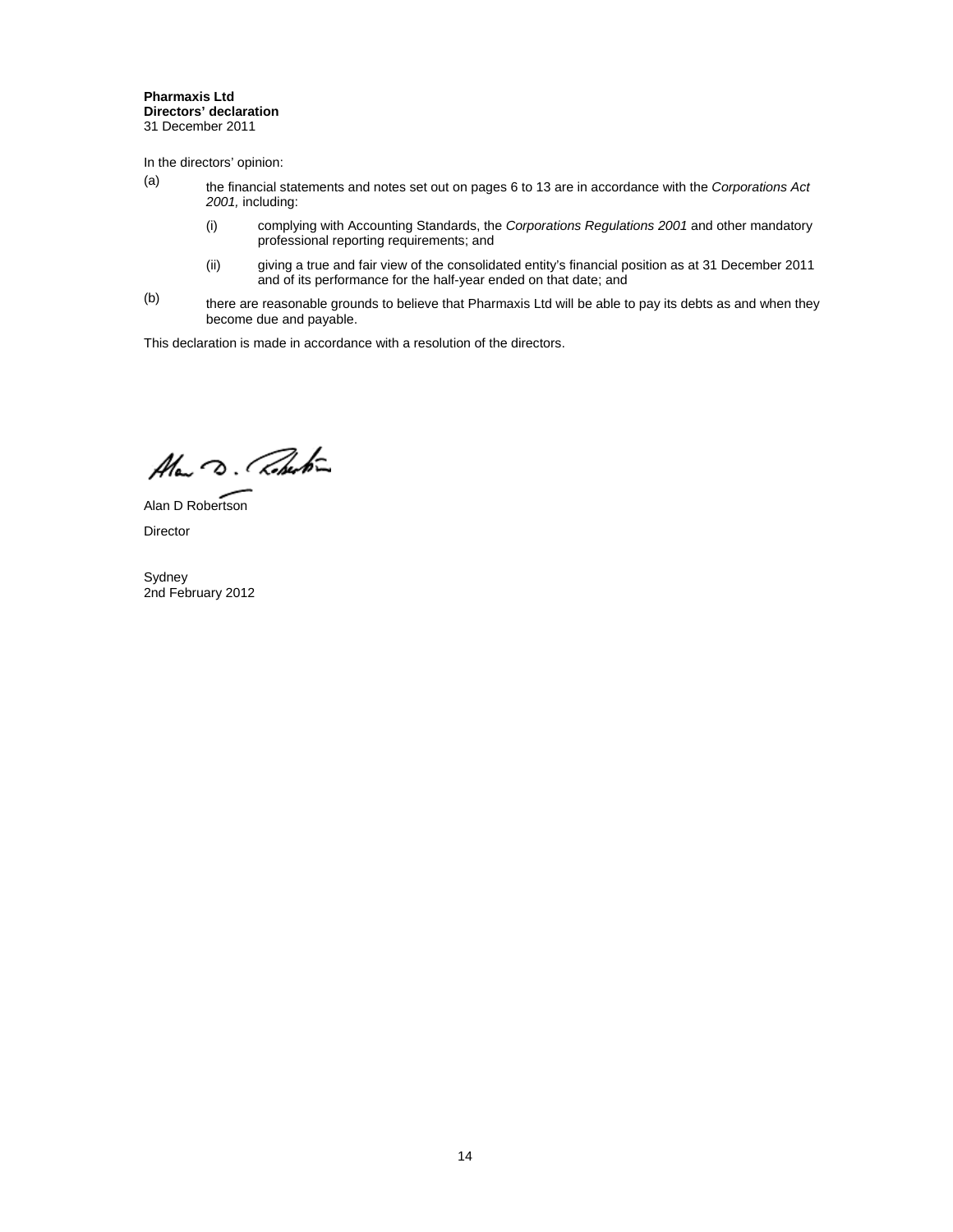**Pharmaxis Ltd**
**Directors' declaration**
31 December 2011

In the directors' opinion:

(a) the financial statements and notes set out on pages 6 to 13 are in accordance with the *Corporations Act 2001,* including:

(i) complying with Accounting Standards, the *Corporations Regulations 2001* and other mandatory professional reporting requirements; and

(ii) giving a true and fair view of the consolidated entity's financial position as at 31 December 2011 and of its performance for the half-year ended on that date; and

(b) there are reasonable grounds to believe that Pharmaxis Ltd will be able to pay its debts as and when they become due and payable.

This declaration is made in accordance with a resolution of the directors.

Alan D Robertson

Director

Sydney
2nd February 2012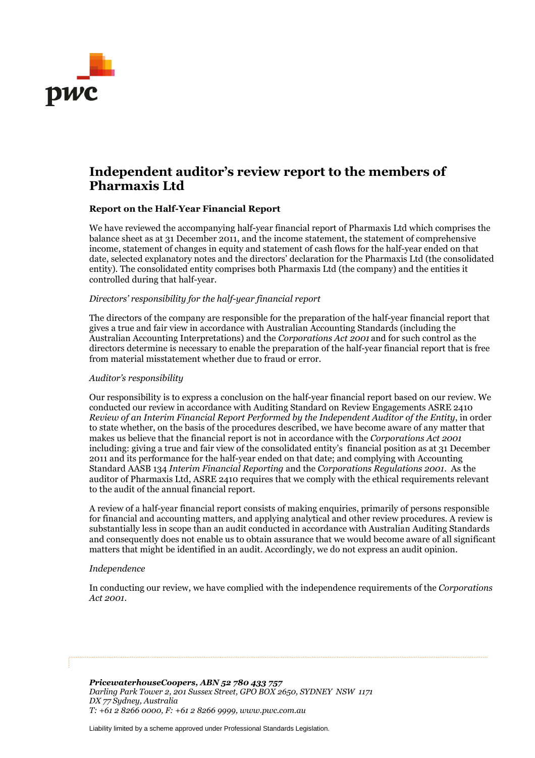# Independent auditor's review report to the members of Pharmaxis Ltd

### Report on the Half-Year Financial Report

We have reviewed the accompanying half-year financial report of Pharmaxis Ltd which comprises the balance sheet as at 31 December 2011, and the income statement, the statement of comprehensive income, statement of changes in equity and statement of cash flows for the half-year ended on that date, selected explanatory notes and the directors' declaration for the Pharmaxis Ltd (the consolidated entity). The consolidated entity comprises both Pharmaxis Ltd (the company) and the entities it controlled during that half-year.

*Directors' responsibility for the half-year financial report*

The directors of the company are responsible for the preparation of the half-year financial report that gives a true and fair view in accordance with Australian Accounting Standards (including the Australian Accounting Interpretations) and the *Corporations Act 2001* and for such control as the directors determine is necessary to enable the preparation of the half-year financial report that is free from material misstatement whether due to fraud or error.

*Auditor's responsibility*

Our responsibility is to express a conclusion on the half-year financial report based on our review. We conducted our review in accordance with Auditing Standard on Review Engagements ASRE 2410 *Review of an Interim Financial Report Performed by the Independent Auditor of the Entity*, in order to state whether, on the basis of the procedures described, we have become aware of any matter that makes us believe that the financial report is not in accordance with the *Corporations Act 2001* including: giving a true and fair view of the consolidated entity's financial position as at 31 December 2011 and its performance for the half-year ended on that date; and complying with Accounting Standard AASB 134 *Interim Financial Reporting* and the *Corporations Regulations 2001*. As the auditor of Pharmaxis Ltd, ASRE 2410 requires that we comply with the ethical requirements relevant to the audit of the annual financial report.

A review of a half-year financial report consists of making enquiries, primarily of persons responsible for financial and accounting matters, and applying analytical and other review procedures. A review is substantially less in scope than an audit conducted in accordance with Australian Auditing Standards and consequently does not enable us to obtain assurance that we would become aware of all significant matters that might be identified in an audit. Accordingly, we do not express an audit opinion.

*Independence*

In conducting our review, we have complied with the independence requirements of the *Corporations Act 2001*.

***PricewaterhouseCoopers, ABN 52 780 433 757***
*Darling Park Tower 2, 201 Sussex Street, GPO BOX 2650, SYDNEY NSW 1171*
*DX 77 Sydney, Australia*
*T: +61 2 8266 0000, F: +61 2 8266 9999, www.pwc.com.au*

Liability limited by a scheme approved under Professional Standards Legislation.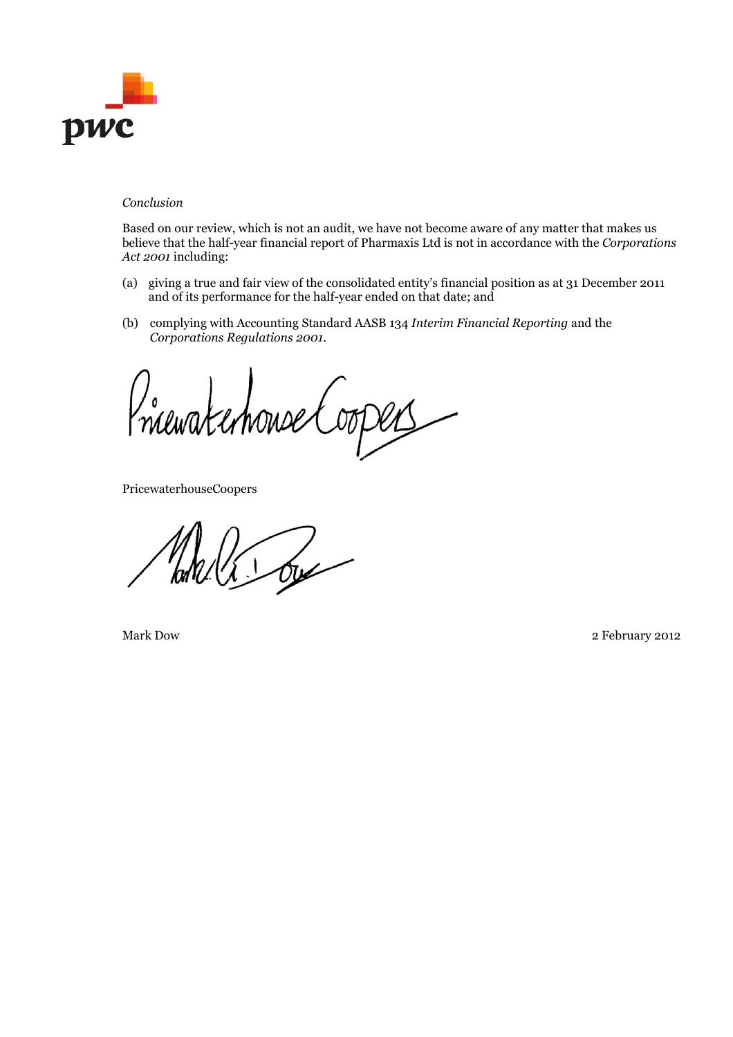*Conclusion*

Based on our review, which is not an audit, we have not become aware of any matter that makes us believe that the half-year financial report of Pharmaxis Ltd is not in accordance with the *Corporations Act 2001* including:

(a) giving a true and fair view of the consolidated entity's financial position as at 31 December 2011 and of its performance for the half-year ended on that date; and

(b) complying with Accounting Standard AASB 134 *Interim Financial Reporting* and the *Corporations Regulations 2001*.

PricewaterhouseCoopers

Mark Dow

2 February 2012